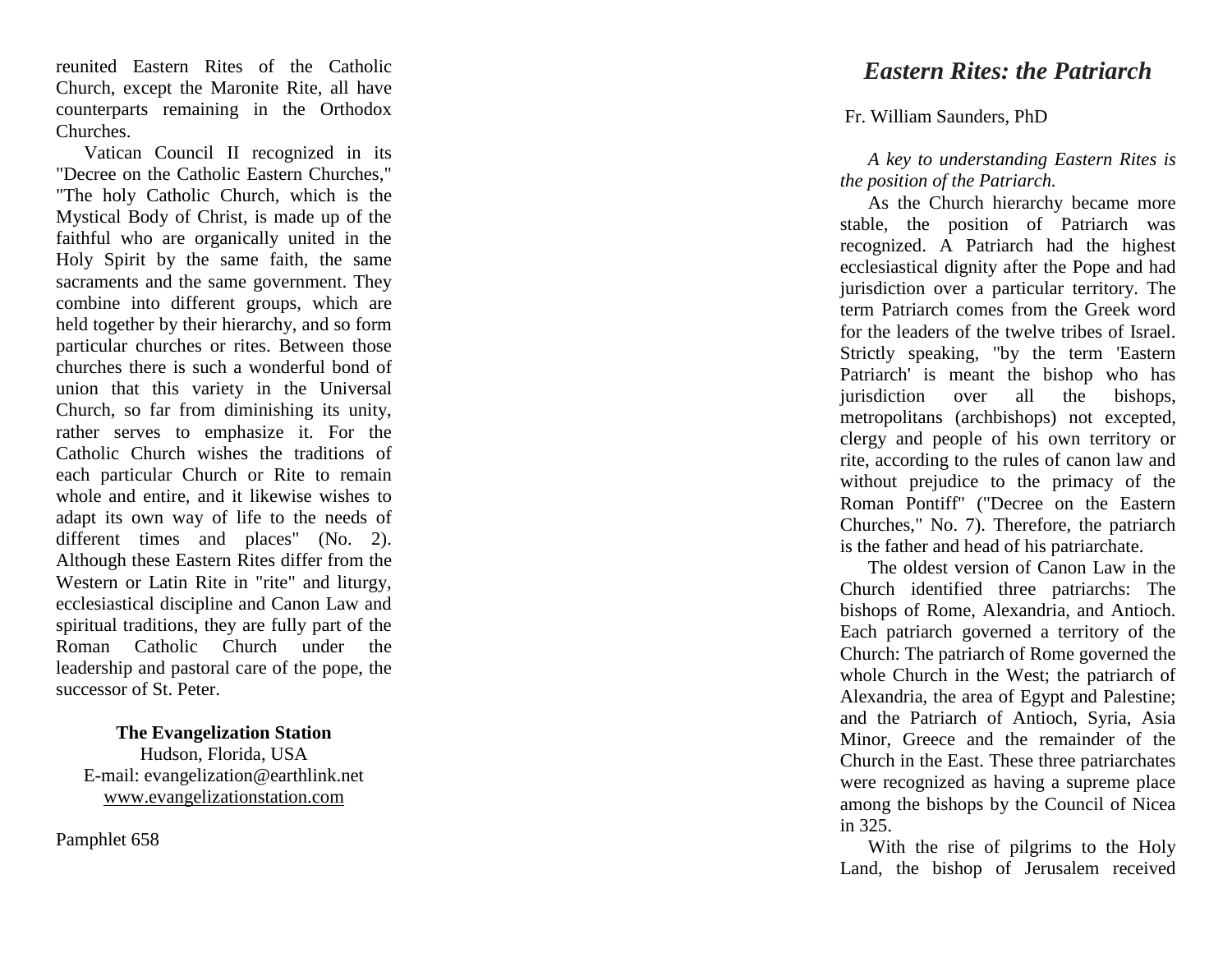reunited Eastern Rites of the Catholic Church, except the Maronite Rite, all have counterparts remaining in the Orthodox Churches.

Vatican Council II recognized in its "Decree on the Catholic Eastern Churches," "The holy Catholic Church, which is the Mystical Body of Christ, is made up of the faithful who are organically united in the Holy Spirit by the same faith, the same sacraments and the same government. They combine into different groups, which are held together by their hierarchy, and so form particular churches or rites. Between those churches there is such a wonderful bond of union that this variety in the Universal Church, so far from diminishing its unity, rather serves to emphasize it. For the Catholic Church wishes the traditions of each particular Church or Rite to remain whole and entire, and it likewise wishes to adapt its own way of life to the needs of different times and places" (No. 2). Although these Eastern Rites differ from the Western or Latin Rite in "rite" and liturgy, ecclesiastical discipline and Canon Law and spiritual traditions, they are fully part of the Roman Catholic Church under the leadership and pastoral care of the pope, the successor of St. Peter.

**The Evangelization Station**
Hudson, Florida, USA
E-mail: evangelization@earthlink.net
www.evangelizationstation.com

Pamphlet 658

# *Eastern Rites: the Patriarch*

Fr. William Saunders, PhD

*A key to understanding Eastern Rites is the position of the Patriarch.*

As the Church hierarchy became more stable, the position of Patriarch was recognized. A Patriarch had the highest ecclesiastical dignity after the Pope and had jurisdiction over a particular territory. The term Patriarch comes from the Greek word for the leaders of the twelve tribes of Israel. Strictly speaking, "by the term 'Eastern Patriarch' is meant the bishop who has jurisdiction over all the bishops, metropolitans (archbishops) not excepted, clergy and people of his own territory or rite, according to the rules of canon law and without prejudice to the primacy of the Roman Pontiff" ("Decree on the Eastern Churches," No. 7). Therefore, the patriarch is the father and head of his patriarchate.

The oldest version of Canon Law in the Church identified three patriarchs: The bishops of Rome, Alexandria, and Antioch. Each patriarch governed a territory of the Church: The patriarch of Rome governed the whole Church in the West; the patriarch of Alexandria, the area of Egypt and Palestine; and the Patriarch of Antioch, Syria, Asia Minor, Greece and the remainder of the Church in the East. These three patriarchates were recognized as having a supreme place among the bishops by the Council of Nicea in 325.

With the rise of pilgrims to the Holy Land, the bishop of Jerusalem received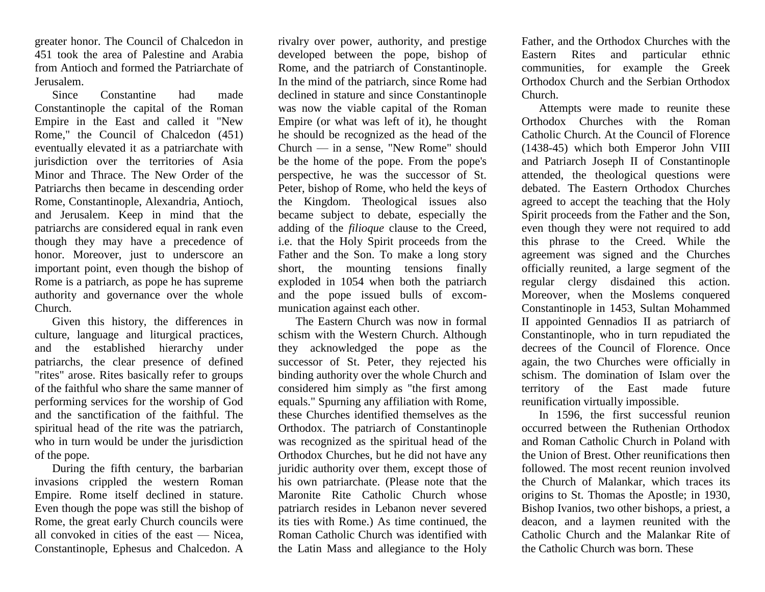greater honor. The Council of Chalcedon in 451 took the area of Palestine and Arabia from Antioch and formed the Patriarchate of Jerusalem.

Since Constantine had made Constantinople the capital of the Roman Empire in the East and called it "New Rome," the Council of Chalcedon (451) eventually elevated it as a patriarchate with jurisdiction over the territories of Asia Minor and Thrace. The New Order of the Patriarchs then became in descending order Rome, Constantinople, Alexandria, Antioch, and Jerusalem. Keep in mind that the patriarchs are considered equal in rank even though they may have a precedence of honor. Moreover, just to underscore an important point, even though the bishop of Rome is a patriarch, as pope he has supreme authority and governance over the whole Church.

Given this history, the differences in culture, language and liturgical practices, and the established hierarchy under patriarchs, the clear presence of defined "rites" arose. Rites basically refer to groups of the faithful who share the same manner of performing services for the worship of God and the sanctification of the faithful. The spiritual head of the rite was the patriarch, who in turn would be under the jurisdiction of the pope.

During the fifth century, the barbarian invasions crippled the western Roman Empire. Rome itself declined in stature. Even though the pope was still the bishop of Rome, the great early Church councils were all convoked in cities of the east — Nicea, Constantinople, Ephesus and Chalcedon. A rivalry over power, authority, and prestige developed between the pope, bishop of Rome, and the patriarch of Constantinople. In the mind of the patriarch, since Rome had declined in stature and since Constantinople was now the viable capital of the Roman Empire (or what was left of it), he thought he should be recognized as the head of the Church — in a sense, "New Rome" should be the home of the pope. From the pope's perspective, he was the successor of St. Peter, bishop of Rome, who held the keys of the Kingdom. Theological issues also became subject to debate, especially the adding of the *filioque* clause to the Creed, i.e. that the Holy Spirit proceeds from the Father and the Son. To make a long story short, the mounting tensions finally exploded in 1054 when both the patriarch and the pope issued bulls of excommunication against each other.

The Eastern Church was now in formal schism with the Western Church. Although they acknowledged the pope as the successor of St. Peter, they rejected his binding authority over the whole Church and considered him simply as "the first among equals." Spurning any affiliation with Rome, these Churches identified themselves as the Orthodox. The patriarch of Constantinople was recognized as the spiritual head of the Orthodox Churches, but he did not have any juridic authority over them, except those of his own patriarchate. (Please note that the Maronite Rite Catholic Church whose patriarch resides in Lebanon never severed its ties with Rome.) As time continued, the Roman Catholic Church was identified with the Latin Mass and allegiance to the Holy Father, and the Orthodox Churches with the Eastern Rites and particular ethnic communities, for example the Greek Orthodox Church and the Serbian Orthodox Church.

Attempts were made to reunite these Orthodox Churches with the Roman Catholic Church. At the Council of Florence (1438-45) which both Emperor John VIII and Patriarch Joseph II of Constantinople attended, the theological questions were debated. The Eastern Orthodox Churches agreed to accept the teaching that the Holy Spirit proceeds from the Father and the Son, even though they were not required to add this phrase to the Creed. While the agreement was signed and the Churches officially reunited, a large segment of the regular clergy disdained this action. Moreover, when the Moslems conquered Constantinople in 1453, Sultan Mohammed II appointed Gennadios II as patriarch of Constantinople, who in turn repudiated the decrees of the Council of Florence. Once again, the two Churches were officially in schism. The domination of Islam over the territory of the East made future reunification virtually impossible.

In 1596, the first successful reunion occurred between the Ruthenian Orthodox and Roman Catholic Church in Poland with the Union of Brest. Other reunifications then followed. The most recent reunion involved the Church of Malankar, which traces its origins to St. Thomas the Apostle; in 1930, Bishop Ivanios, two other bishops, a priest, a deacon, and a laymen reunited with the Catholic Church and the Malankar Rite of the Catholic Church was born. These